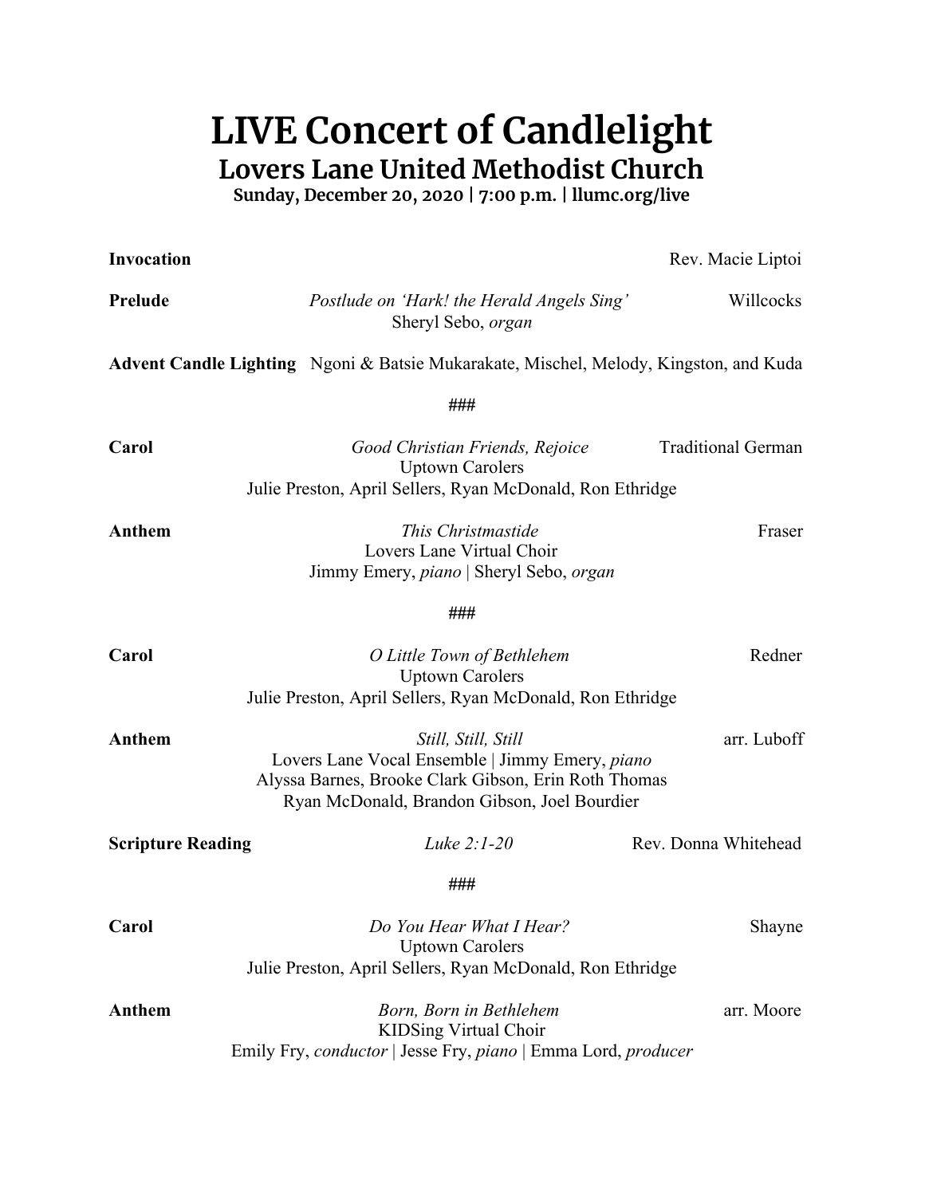# LIVE Concert of Candlelight

## Lovers Lane United Methodist Church

**Sunday, December 20, 2020 | 7:00 p.m. | llumc.org/live**

**Invocation** Rev. Macie Liptoi

**Prelude** *Postlude on 'Hark! the Herald Angels Sing'* Willcocks
Sheryl Sebo, *organ*

**Advent Candle Lighting** Ngoni & Batsie Mukarakate, Mischel, Melody, Kingston, and Kuda

###

**Carol** *Good Christian Friends, Rejoice* Traditional German
Uptown Carolers
Julie Preston, April Sellers, Ryan McDonald, Ron Ethridge

**Anthem** *This Christmastide* Fraser
Lovers Lane Virtual Choir
Jimmy Emery, *piano* | Sheryl Sebo, *organ*

###

**Carol** *O Little Town of Bethlehem* Redner
Uptown Carolers
Julie Preston, April Sellers, Ryan McDonald, Ron Ethridge

**Anthem** *Still, Still, Still* arr. Luboff
Lovers Lane Vocal Ensemble | Jimmy Emery, *piano*
Alyssa Barnes, Brooke Clark Gibson, Erin Roth Thomas
Ryan McDonald, Brandon Gibson, Joel Bourdier

**Scripture Reading** *Luke 2:1-20* Rev. Donna Whitehead

###

**Carol** *Do You Hear What I Hear?* Shayne
Uptown Carolers
Julie Preston, April Sellers, Ryan McDonald, Ron Ethridge

**Anthem** *Born, Born in Bethlehem* arr. Moore
KIDSing Virtual Choir
Emily Fry, *conductor* | Jesse Fry, *piano* | Emma Lord, *producer*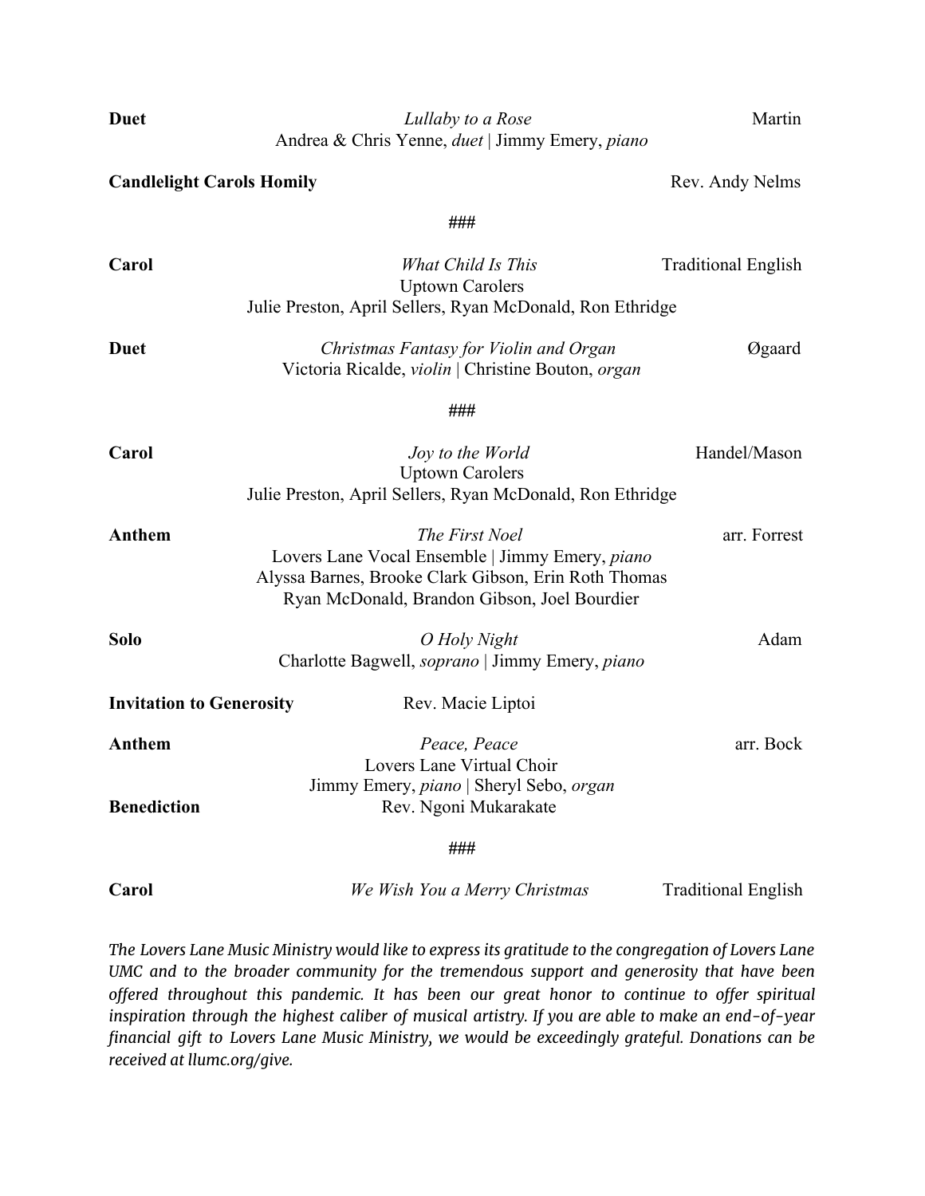**Duet** *Lullaby to a Rose* Martin
Andrea & Chris Yenne, *duet* | Jimmy Emery, *piano*

**Candlelight Carols Homily** Rev. Andy Nelms

###

**Carol** *What Child Is This* Traditional English
Uptown Carolers
Julie Preston, April Sellers, Ryan McDonald, Ron Ethridge

**Duet** *Christmas Fantasy for Violin and Organ* Øgaard
Victoria Ricalde, *violin* | Christine Bouton, *organ*

###

**Carol** *Joy to the World* Handel/Mason
Uptown Carolers
Julie Preston, April Sellers, Ryan McDonald, Ron Ethridge

**Anthem** *The First Noel* arr. Forrest
Lovers Lane Vocal Ensemble | Jimmy Emery, *piano*
Alyssa Barnes, Brooke Clark Gibson, Erin Roth Thomas
Ryan McDonald, Brandon Gibson, Joel Bourdier

**Solo** *O Holy Night* Adam
Charlotte Bagwell, *soprano* | Jimmy Emery, *piano*

**Invitation to Generosity** Rev. Macie Liptoi

**Anthem** *Peace, Peace* arr. Bock
Lovers Lane Virtual Choir
Jimmy Emery, *piano* | Sheryl Sebo, *organ*

**Benediction** Rev. Ngoni Mukarakate

###

**Carol** *We Wish You a Merry Christmas* Traditional English

*The Lovers Lane Music Ministry would like to express its gratitude to the congregation of Lovers Lane UMC and to the broader community for the tremendous support and generosity that have been offered throughout this pandemic. It has been our great honor to continue to offer spiritual inspiration through the highest caliber of musical artistry. If you are able to make an end-of-year financial gift to Lovers Lane Music Ministry, we would be exceedingly grateful. Donations can be received at llumc.org/give.*